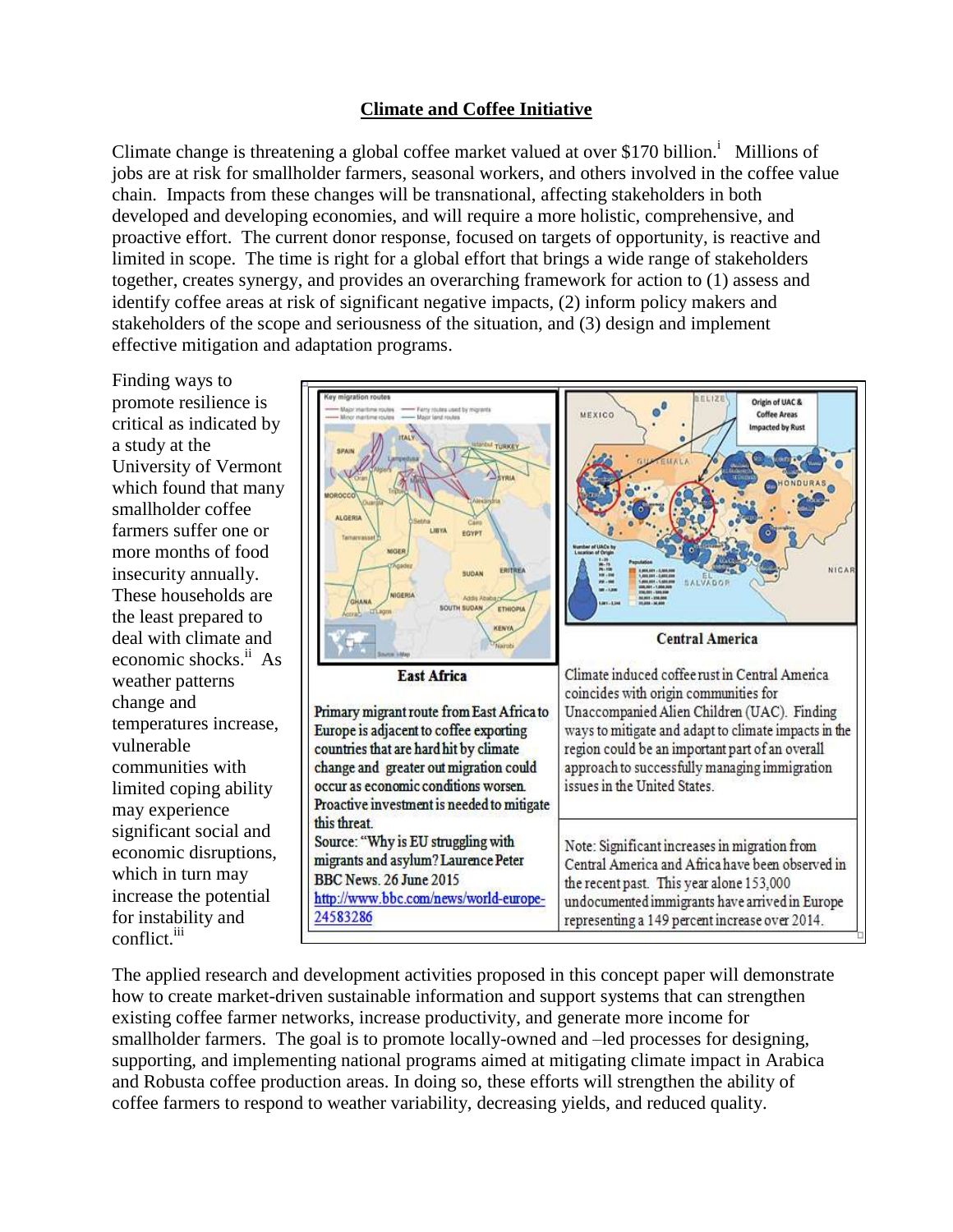# Climate and Coffee Initiative

Climate change is threatening a global coffee market valued at over $170 billion.[i] Millions of jobs are at risk for smallholder farmers, seasonal workers, and others involved in the coffee value chain. Impacts from these changes will be transnational, affecting stakeholders in both developed and developing economies, and will require a more holistic, comprehensive, and proactive effort. The current donor response, focused on targets of opportunity, is reactive and limited in scope. The time is right for a global effort that brings a wide range of stakeholders together, creates synergy, and provides an overarching framework for action to (1) assess and identify coffee areas at risk of significant negative impacts, (2) inform policy makers and stakeholders of the scope and seriousness of the situation, and (3) design and implement effective mitigation and adaptation programs.

Finding ways to promote resilience is critical as indicated by a study at the University of Vermont which found that many smallholder coffee farmers suffer one or more months of food insecurity annually. These households are the least prepared to deal with climate and economic shocks.[ii] As weather patterns change and temperatures increase, vulnerable communities with limited coping ability may experience significant social and economic disruptions, which in turn may increase the potential for instability and conflict.[iii]

| East Africa | Central America |
| --- | --- |
| Primary migrant route from East Africa to Europe is adjacent to coffee exporting countries that are hard hit by climate change and greater out migration could occur as economic conditions worsen. Proactive investment is needed to mitigate this threat. | Climate induced coffee rust in Central America coincides with origin communities for Unaccompanied Alien Children (UAC). Finding ways to mitigate and adapt to climate impacts in the region could be an important part of an overall approach to successfully managing immigration issues in the United States. |
| Source: "Why is EU struggling with migrants and asylum? Laurence Peter BBC News. 26 June 2015 http://www.bbc.com/news/world-europe-24583286 | Note: Significant increases in migration from Central America and Africa have been observed in the recent past. This year alone 153,000 undocumented immigrants have arrived in Europe representing a 149 percent increase over 2014. |

The applied research and development activities proposed in this concept paper will demonstrate how to create market-driven sustainable information and support systems that can strengthen existing coffee farmer networks, increase productivity, and generate more income for smallholder farmers. The goal is to promote locally-owned and –led processes for designing, supporting, and implementing national programs aimed at mitigating climate impact in Arabica and Robusta coffee production areas. In doing so, these efforts will strengthen the ability of coffee farmers to respond to weather variability, decreasing yields, and reduced quality.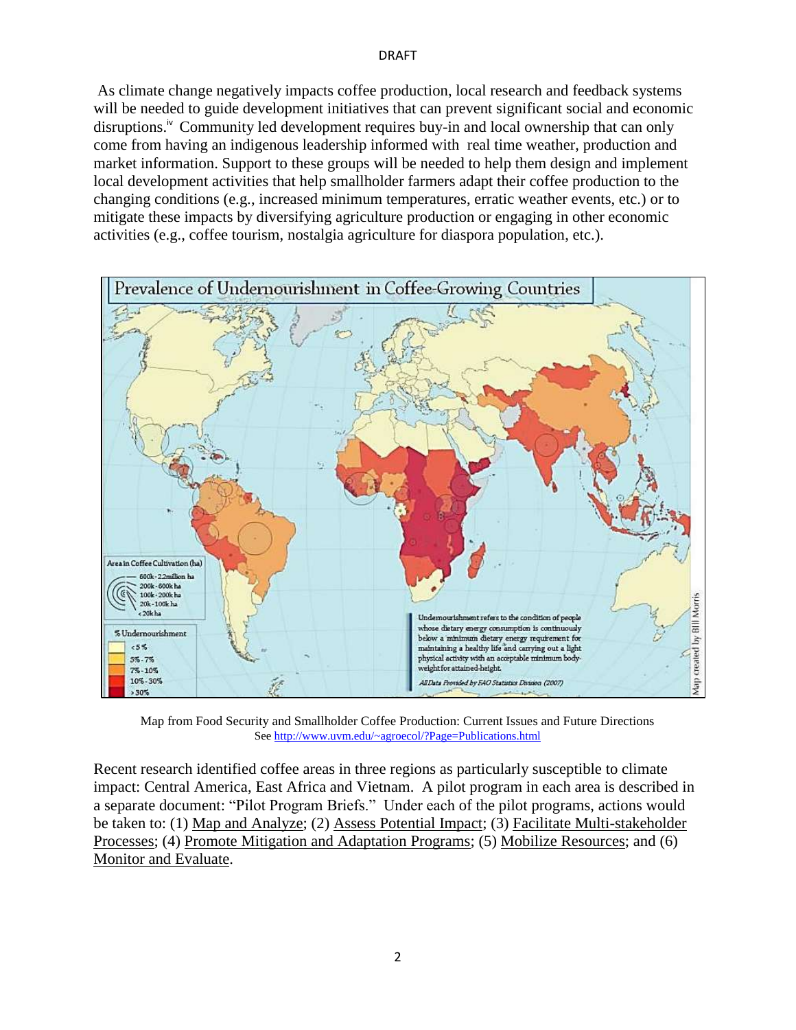As climate change negatively impacts coffee production, local research and feedback systems will be needed to guide development initiatives that can prevent significant social and economic disruptions.[iv] Community led development requires buy-in and local ownership that can only come from having an indigenous leadership informed with real time weather, production and market information. Support to these groups will be needed to help them design and implement local development activities that help smallholder farmers adapt their coffee production to the changing conditions (e.g., increased minimum temperatures, erratic weather events, etc.) or to mitigate these impacts by diversifying agriculture production or engaging in other economic activities (e.g., coffee tourism, nostalgia agriculture for diaspora population, etc.).

Map from Food Security and Smallholder Coffee Production: Current Issues and Future Directions
See http://www.uvm.edu/~agroecol/?Page=Publications.html

Recent research identified coffee areas in three regions as particularly susceptible to climate impact: Central America, East Africa and Vietnam. A pilot program in each area is described in a separate document: "Pilot Program Briefs." Under each of the pilot programs, actions would be taken to: (1) Map and Analyze; (2) Assess Potential Impact; (3) Facilitate Multi-stakeholder Processes; (4) Promote Mitigation and Adaptation Programs; (5) Mobilize Resources; and (6) Monitor and Evaluate.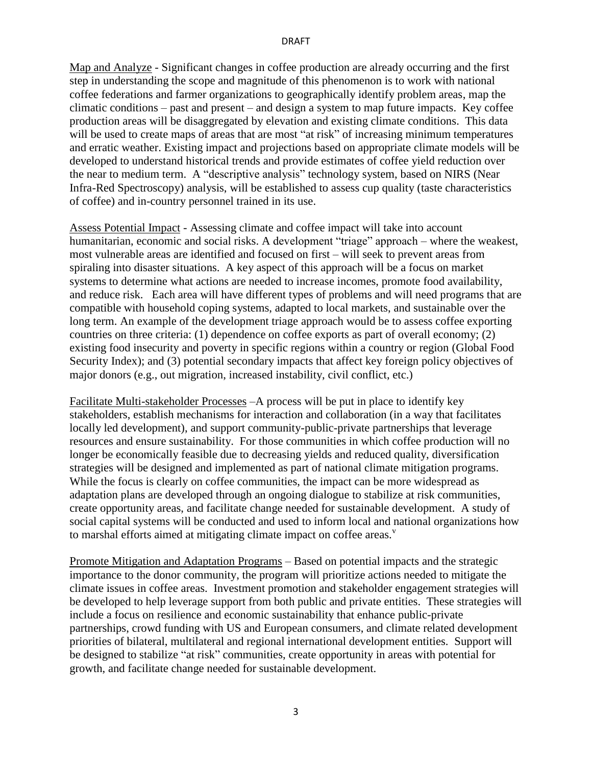Map and Analyze - Significant changes in coffee production are already occurring and the first step in understanding the scope and magnitude of this phenomenon is to work with national coffee federations and farmer organizations to geographically identify problem areas, map the climatic conditions – past and present – and design a system to map future impacts. Key coffee production areas will be disaggregated by elevation and existing climate conditions. This data will be used to create maps of areas that are most "at risk" of increasing minimum temperatures and erratic weather. Existing impact and projections based on appropriate climate models will be developed to understand historical trends and provide estimates of coffee yield reduction over the near to medium term. A "descriptive analysis" technology system, based on NIRS (Near Infra-Red Spectroscopy) analysis, will be established to assess cup quality (taste characteristics of coffee) and in-country personnel trained in its use.

Assess Potential Impact - Assessing climate and coffee impact will take into account humanitarian, economic and social risks. A development "triage" approach – where the weakest, most vulnerable areas are identified and focused on first – will seek to prevent areas from spiraling into disaster situations. A key aspect of this approach will be a focus on market systems to determine what actions are needed to increase incomes, promote food availability, and reduce risk. Each area will have different types of problems and will need programs that are compatible with household coping systems, adapted to local markets, and sustainable over the long term. An example of the development triage approach would be to assess coffee exporting countries on three criteria: (1) dependence on coffee exports as part of overall economy; (2) existing food insecurity and poverty in specific regions within a country or region (Global Food Security Index); and (3) potential secondary impacts that affect key foreign policy objectives of major donors (e.g., out migration, increased instability, civil conflict, etc.)

Facilitate Multi-stakeholder Processes –A process will be put in place to identify key stakeholders, establish mechanisms for interaction and collaboration (in a way that facilitates locally led development), and support community-public-private partnerships that leverage resources and ensure sustainability. For those communities in which coffee production will no longer be economically feasible due to decreasing yields and reduced quality, diversification strategies will be designed and implemented as part of national climate mitigation programs. While the focus is clearly on coffee communities, the impact can be more widespread as adaptation plans are developed through an ongoing dialogue to stabilize at risk communities, create opportunity areas, and facilitate change needed for sustainable development. A study of social capital systems will be conducted and used to inform local and national organizations how to marshal efforts aimed at mitigating climate impact on coffee areas.[v]

Promote Mitigation and Adaptation Programs – Based on potential impacts and the strategic importance to the donor community, the program will prioritize actions needed to mitigate the climate issues in coffee areas. Investment promotion and stakeholder engagement strategies will be developed to help leverage support from both public and private entities. These strategies will include a focus on resilience and economic sustainability that enhance public-private partnerships, crowd funding with US and European consumers, and climate related development priorities of bilateral, multilateral and regional international development entities. Support will be designed to stabilize "at risk" communities, create opportunity in areas with potential for growth, and facilitate change needed for sustainable development.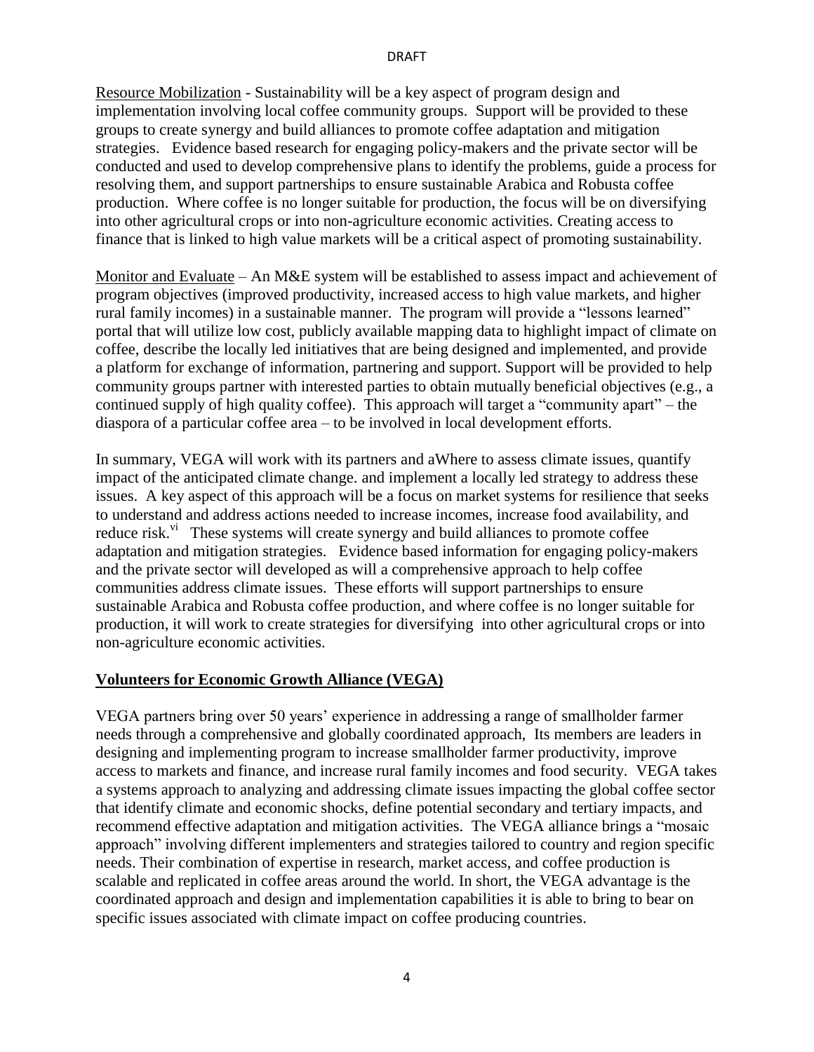Resource Mobilization - Sustainability will be a key aspect of program design and implementation involving local coffee community groups. Support will be provided to these groups to create synergy and build alliances to promote coffee adaptation and mitigation strategies. Evidence based research for engaging policy-makers and the private sector will be conducted and used to develop comprehensive plans to identify the problems, guide a process for resolving them, and support partnerships to ensure sustainable Arabica and Robusta coffee production. Where coffee is no longer suitable for production, the focus will be on diversifying into other agricultural crops or into non-agriculture economic activities. Creating access to finance that is linked to high value markets will be a critical aspect of promoting sustainability.

Monitor and Evaluate – An M&E system will be established to assess impact and achievement of program objectives (improved productivity, increased access to high value markets, and higher rural family incomes) in a sustainable manner. The program will provide a "lessons learned" portal that will utilize low cost, publicly available mapping data to highlight impact of climate on coffee, describe the locally led initiatives that are being designed and implemented, and provide a platform for exchange of information, partnering and support. Support will be provided to help community groups partner with interested parties to obtain mutually beneficial objectives (e.g., a continued supply of high quality coffee). This approach will target a "community apart" – the diaspora of a particular coffee area – to be involved in local development efforts.

In summary, VEGA will work with its partners and aWhere to assess climate issues, quantify impact of the anticipated climate change. and implement a locally led strategy to address these issues. A key aspect of this approach will be a focus on market systems for resilience that seeks to understand and address actions needed to increase incomes, increase food availability, and reduce risk.[vi] These systems will create synergy and build alliances to promote coffee adaptation and mitigation strategies. Evidence based information for engaging policy-makers and the private sector will developed as will a comprehensive approach to help coffee communities address climate issues. These efforts will support partnerships to ensure sustainable Arabica and Robusta coffee production, and where coffee is no longer suitable for production, it will work to create strategies for diversifying into other agricultural crops or into non-agriculture economic activities.

## Volunteers for Economic Growth Alliance (VEGA)

VEGA partners bring over 50 years' experience in addressing a range of smallholder farmer needs through a comprehensive and globally coordinated approach, Its members are leaders in designing and implementing program to increase smallholder farmer productivity, improve access to markets and finance, and increase rural family incomes and food security. VEGA takes a systems approach to analyzing and addressing climate issues impacting the global coffee sector that identify climate and economic shocks, define potential secondary and tertiary impacts, and recommend effective adaptation and mitigation activities. The VEGA alliance brings a "mosaic approach" involving different implementers and strategies tailored to country and region specific needs. Their combination of expertise in research, market access, and coffee production is scalable and replicated in coffee areas around the world. In short, the VEGA advantage is the coordinated approach and design and implementation capabilities it is able to bring to bear on specific issues associated with climate impact on coffee producing countries.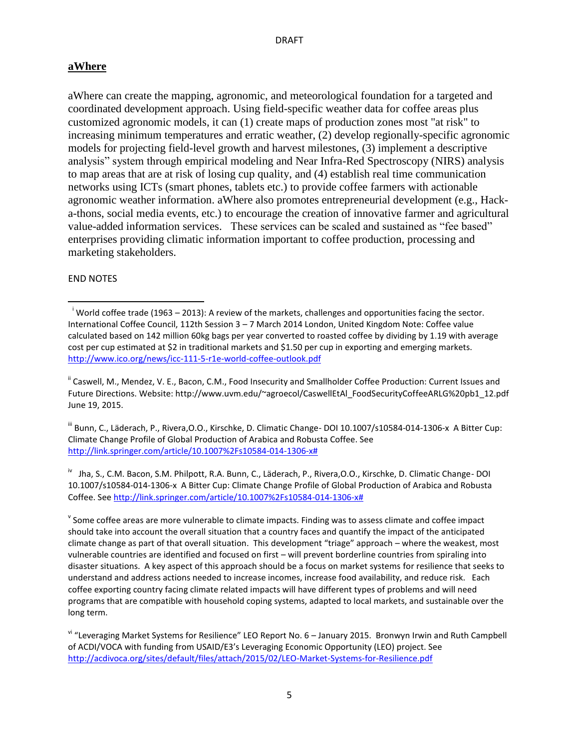## aWhere

aWhere can create the mapping, agronomic, and meteorological foundation for a targeted and coordinated development approach. Using field-specific weather data for coffee areas plus customized agronomic models, it can (1) create maps of production zones most "at risk" to increasing minimum temperatures and erratic weather, (2) develop regionally-specific agronomic models for projecting field-level growth and harvest milestones, (3) implement a descriptive analysis" system through empirical modeling and Near Infra-Red Spectroscopy (NIRS) analysis to map areas that are at risk of losing cup quality, and (4) establish real time communication networks using ICTs (smart phones, tablets etc.) to provide coffee farmers with actionable agronomic weather information. aWhere also promotes entrepreneurial development (e.g., Hack-a-thons, social media events, etc.) to encourage the creation of innovative farmer and agricultural value-added information services. These services can be scaled and sustained as "fee based" enterprises providing climatic information important to coffee production, processing and marketing stakeholders.

END NOTES

---

[i] World coffee trade (1963 – 2013): A review of the markets, challenges and opportunities facing the sector. International Coffee Council, 112th Session 3 – 7 March 2014 London, United Kingdom Note: Coffee value calculated based on 142 million 60kg bags per year converted to roasted coffee by dividing by 1.19 with average cost per cup estimated at $2 in traditional markets and $1.50 per cup in exporting and emerging markets. http://www.ico.org/news/icc-111-5-r1e-world-coffee-outlook.pdf

[ii] Caswell, M., Mendez, V. E., Bacon, C.M., Food Insecurity and Smallholder Coffee Production: Current Issues and Future Directions. Website: http://www.uvm.edu/~agroecol/CaswellEtAl_FoodSecurityCoffeeARLG%20pb1_12.pdf June 19, 2015.

[iii] Bunn, C., Läderach, P., Rivera,O.O., Kirschke, D. Climatic Change- DOI 10.1007/s10584-014-1306-x A Bitter Cup: Climate Change Profile of Global Production of Arabica and Robusta Coffee. See http://link.springer.com/article/10.1007%2Fs10584-014-1306-x#

[iv] Jha, S., C.M. Bacon, S.M. Philpott, R.A. Bunn, C., Läderach, P., Rivera,O.O., Kirschke, D. Climatic Change- DOI 10.1007/s10584-014-1306-x A Bitter Cup: Climate Change Profile of Global Production of Arabica and Robusta Coffee. See http://link.springer.com/article/10.1007%2Fs10584-014-1306-x#

[v] Some coffee areas are more vulnerable to climate impacts. Finding was to assess climate and coffee impact should take into account the overall situation that a country faces and quantify the impact of the anticipated climate change as part of that overall situation. This development "triage" approach – where the weakest, most vulnerable countries are identified and focused on first – will prevent borderline countries from spiraling into disaster situations. A key aspect of this approach should be a focus on market systems for resilience that seeks to understand and address actions needed to increase incomes, increase food availability, and reduce risk. Each coffee exporting country facing climate related impacts will have different types of problems and will need programs that are compatible with household coping systems, adapted to local markets, and sustainable over the long term.

[vi] "Leveraging Market Systems for Resilience" LEO Report No. 6 – January 2015. Bronwyn Irwin and Ruth Campbell of ACDI/VOCA with funding from USAID/E3's Leveraging Economic Opportunity (LEO) project. See http://acdivoca.org/sites/default/files/attach/2015/02/LEO-Market-Systems-for-Resilience.pdf